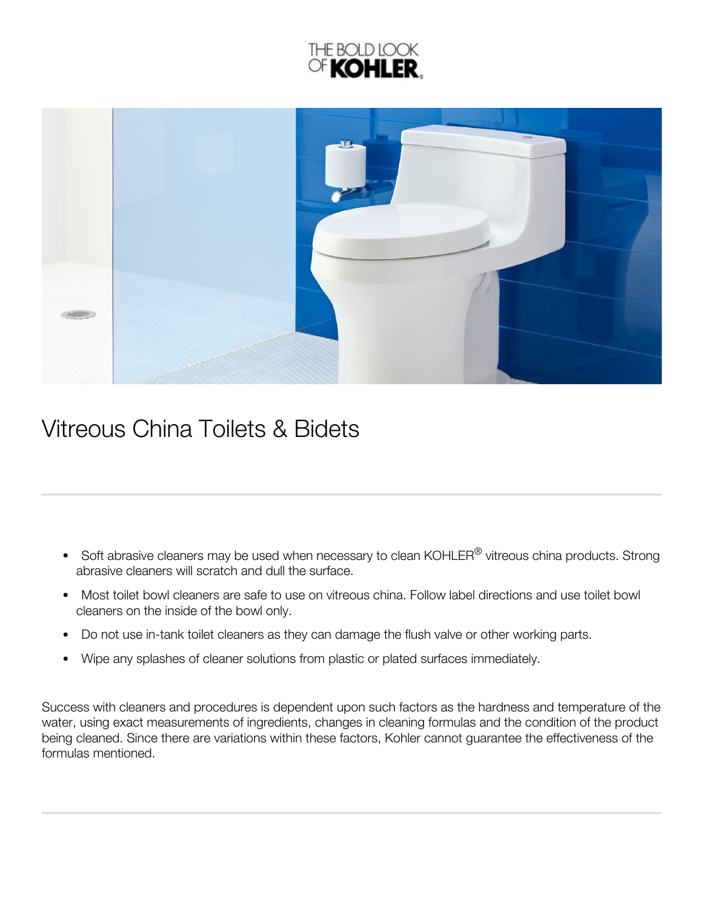THE BOLD LOOK OF **KOHLER**.

# Vitreous China Toilets & Bidets

---

- Soft abrasive cleaners may be used when necessary to clean KOHLER® vitreous china products. Strong abrasive cleaners will scratch and dull the surface.
- Most toilet bowl cleaners are safe to use on vitreous china. Follow label directions and use toilet bowl cleaners on the inside of the bowl only.
- Do not use in-tank toilet cleaners as they can damage the flush valve or other working parts.
- Wipe any splashes of cleaner solutions from plastic or plated surfaces immediately.

Success with cleaners and procedures is dependent upon such factors as the hardness and temperature of the water, using exact measurements of ingredients, changes in cleaning formulas and the condition of the product being cleaned. Since there are variations within these factors, Kohler cannot guarantee the effectiveness of the formulas mentioned.

---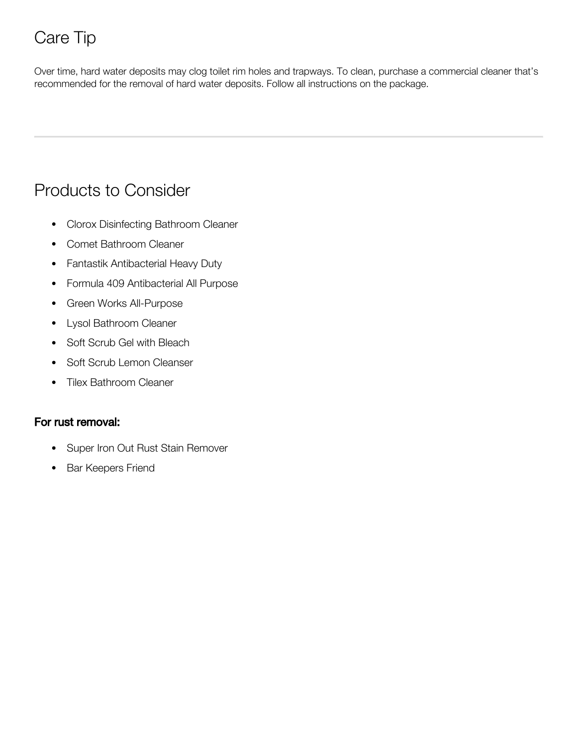## Care Tip

Over time, hard water deposits may clog toilet rim holes and trapways. To clean, purchase a commercial cleaner that's recommended for the removal of hard water deposits. Follow all instructions on the package.

---

## Products to Consider

- Clorox Disinfecting Bathroom Cleaner
- Comet Bathroom Cleaner
- Fantastik Antibacterial Heavy Duty
- Formula 409 Antibacterial All Purpose
- Green Works All-Purpose
- Lysol Bathroom Cleaner
- Soft Scrub Gel with Bleach
- Soft Scrub Lemon Cleanser
- Tilex Bathroom Cleaner

### For rust removal:

- Super Iron Out Rust Stain Remover
- Bar Keepers Friend